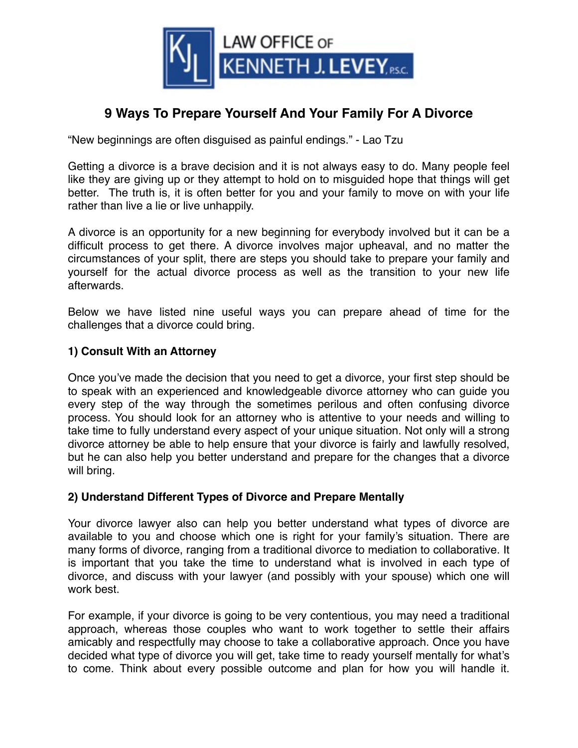LAW OFFICE OF KENNETH J. LEVEY, P.S.C.

# 9 Ways To Prepare Yourself And Your Family For A Divorce

"New beginnings are often disguised as painful endings." - Lao Tzu

Getting a divorce is a brave decision and it is not always easy to do. Many people feel like they are giving up or they attempt to hold on to misguided hope that things will get better. The truth is, it is often better for you and your family to move on with your life rather than live a lie or live unhappily.

A divorce is an opportunity for a new beginning for everybody involved but it can be a difficult process to get there. A divorce involves major upheaval, and no matter the circumstances of your split, there are steps you should take to prepare your family and yourself for the actual divorce process as well as the transition to your new life afterwards.

Below we have listed nine useful ways you can prepare ahead of time for the challenges that a divorce could bring.

### 1) Consult With an Attorney

Once you've made the decision that you need to get a divorce, your first step should be to speak with an experienced and knowledgeable divorce attorney who can guide you every step of the way through the sometimes perilous and often confusing divorce process. You should look for an attorney who is attentive to your needs and willing to take time to fully understand every aspect of your unique situation. Not only will a strong divorce attorney be able to help ensure that your divorce is fairly and lawfully resolved, but he can also help you better understand and prepare for the changes that a divorce will bring.

### 2) Understand Different Types of Divorce and Prepare Mentally

Your divorce lawyer also can help you better understand what types of divorce are available to you and choose which one is right for your family's situation. There are many forms of divorce, ranging from a traditional divorce to mediation to collaborative. It is important that you take the time to understand what is involved in each type of divorce, and discuss with your lawyer (and possibly with your spouse) which one will work best.

For example, if your divorce is going to be very contentious, you may need a traditional approach, whereas those couples who want to work together to settle their affairs amicably and respectfully may choose to take a collaborative approach. Once you have decided what type of divorce you will get, take time to ready yourself mentally for what's to come. Think about every possible outcome and plan for how you will handle it.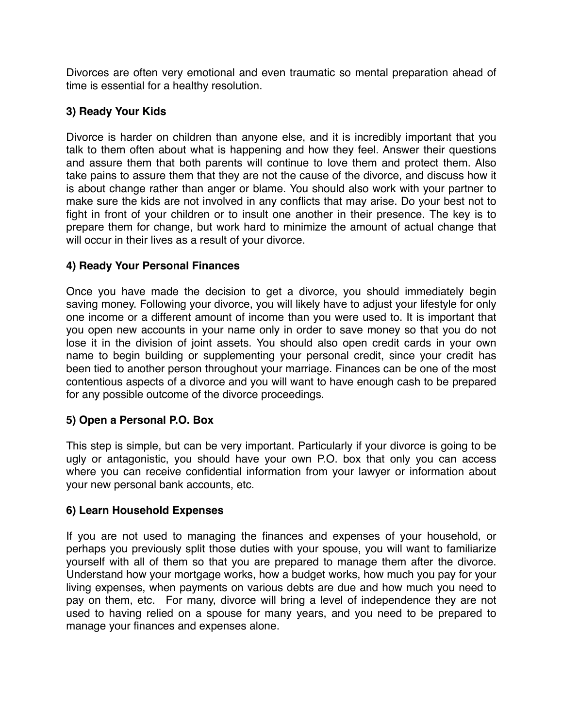Divorces are often very emotional and even traumatic so mental preparation ahead of time is essential for a healthy resolution.

### 3) Ready Your Kids

Divorce is harder on children than anyone else, and it is incredibly important that you talk to them often about what is happening and how they feel. Answer their questions and assure them that both parents will continue to love them and protect them. Also take pains to assure them that they are not the cause of the divorce, and discuss how it is about change rather than anger or blame. You should also work with your partner to make sure the kids are not involved in any conflicts that may arise. Do your best not to fight in front of your children or to insult one another in their presence. The key is to prepare them for change, but work hard to minimize the amount of actual change that will occur in their lives as a result of your divorce.

### 4) Ready Your Personal Finances

Once you have made the decision to get a divorce, you should immediately begin saving money. Following your divorce, you will likely have to adjust your lifestyle for only one income or a different amount of income than you were used to. It is important that you open new accounts in your name only in order to save money so that you do not lose it in the division of joint assets. You should also open credit cards in your own name to begin building or supplementing your personal credit, since your credit has been tied to another person throughout your marriage. Finances can be one of the most contentious aspects of a divorce and you will want to have enough cash to be prepared for any possible outcome of the divorce proceedings.

### 5) Open a Personal P.O. Box

This step is simple, but can be very important. Particularly if your divorce is going to be ugly or antagonistic, you should have your own P.O. box that only you can access where you can receive confidential information from your lawyer or information about your new personal bank accounts, etc.

### 6) Learn Household Expenses

If you are not used to managing the finances and expenses of your household, or perhaps you previously split those duties with your spouse, you will want to familiarize yourself with all of them so that you are prepared to manage them after the divorce. Understand how your mortgage works, how a budget works, how much you pay for your living expenses, when payments on various debts are due and how much you need to pay on them, etc. For many, divorce will bring a level of independence they are not used to having relied on a spouse for many years, and you need to be prepared to manage your finances and expenses alone.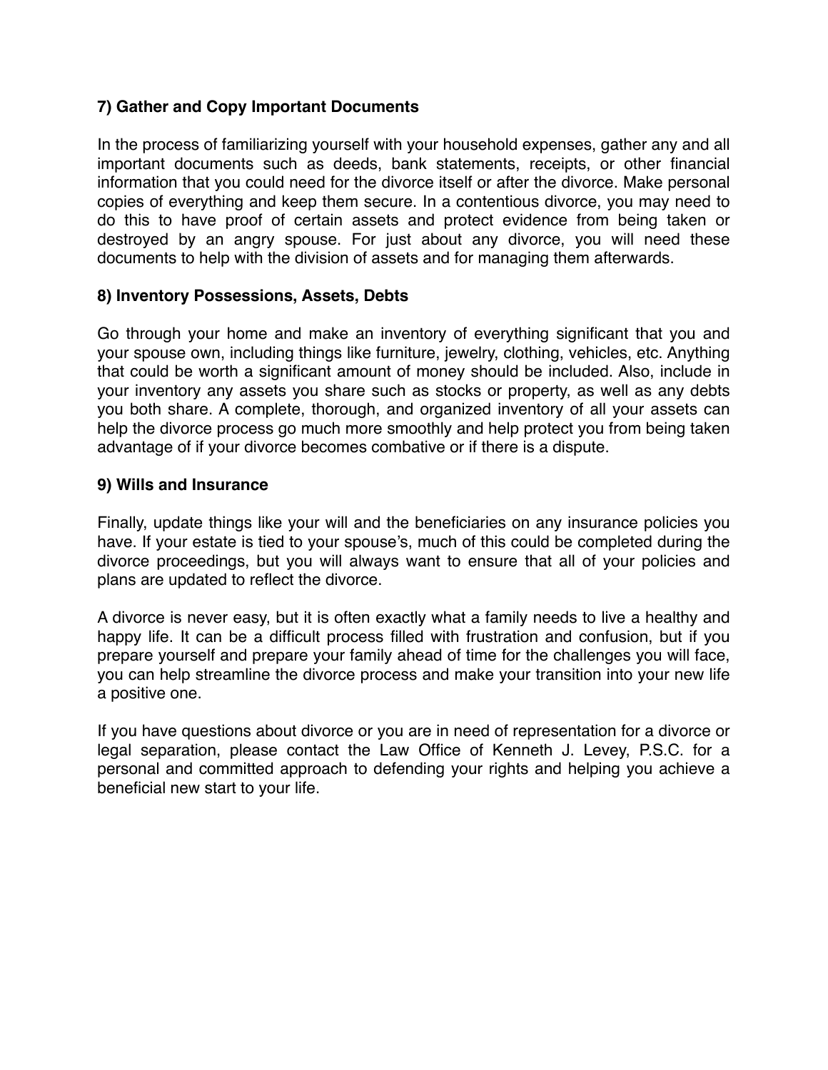### 7) Gather and Copy Important Documents

In the process of familiarizing yourself with your household expenses, gather any and all important documents such as deeds, bank statements, receipts, or other financial information that you could need for the divorce itself or after the divorce. Make personal copies of everything and keep them secure. In a contentious divorce, you may need to do this to have proof of certain assets and protect evidence from being taken or destroyed by an angry spouse. For just about any divorce, you will need these documents to help with the division of assets and for managing them afterwards.

### 8) Inventory Possessions, Assets, Debts

Go through your home and make an inventory of everything significant that you and your spouse own, including things like furniture, jewelry, clothing, vehicles, etc. Anything that could be worth a significant amount of money should be included. Also, include in your inventory any assets you share such as stocks or property, as well as any debts you both share. A complete, thorough, and organized inventory of all your assets can help the divorce process go much more smoothly and help protect you from being taken advantage of if your divorce becomes combative or if there is a dispute.

### 9) Wills and Insurance

Finally, update things like your will and the beneficiaries on any insurance policies you have. If your estate is tied to your spouse's, much of this could be completed during the divorce proceedings, but you will always want to ensure that all of your policies and plans are updated to reflect the divorce.

A divorce is never easy, but it is often exactly what a family needs to live a healthy and happy life. It can be a difficult process filled with frustration and confusion, but if you prepare yourself and prepare your family ahead of time for the challenges you will face, you can help streamline the divorce process and make your transition into your new life a positive one.

If you have questions about divorce or you are in need of representation for a divorce or legal separation, please contact the Law Office of Kenneth J. Levey, P.S.C. for a personal and committed approach to defending your rights and helping you achieve a beneficial new start to your life.